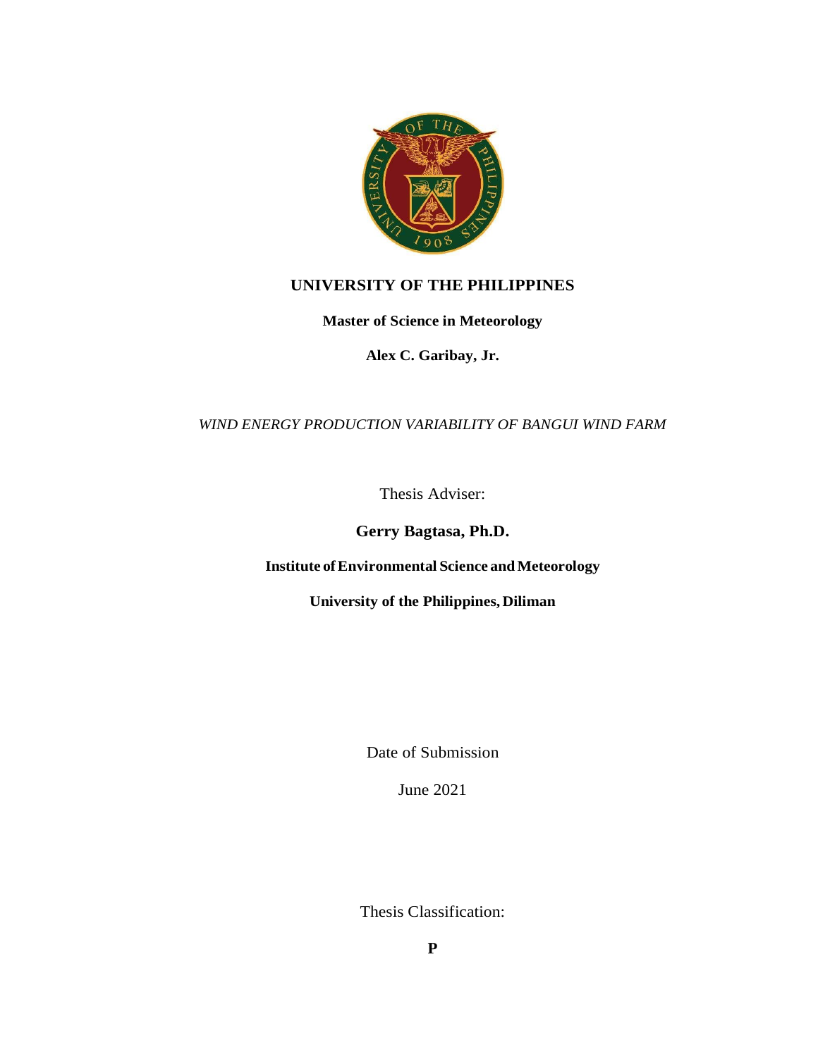**UNIVERSITY OF THE PHILIPPINES**

**Master of Science in Meteorology**

**Alex C. Garibay, Jr.**

*WIND ENERGY PRODUCTION VARIABILITY OF BANGUI WIND FARM*

Thesis Adviser:

**Gerry Bagtasa, Ph.D.**

**Institute of Environmental Science and Meteorology**

**University of the Philippines, Diliman**

Date of Submission

June 2021

Thesis Classification:

**P**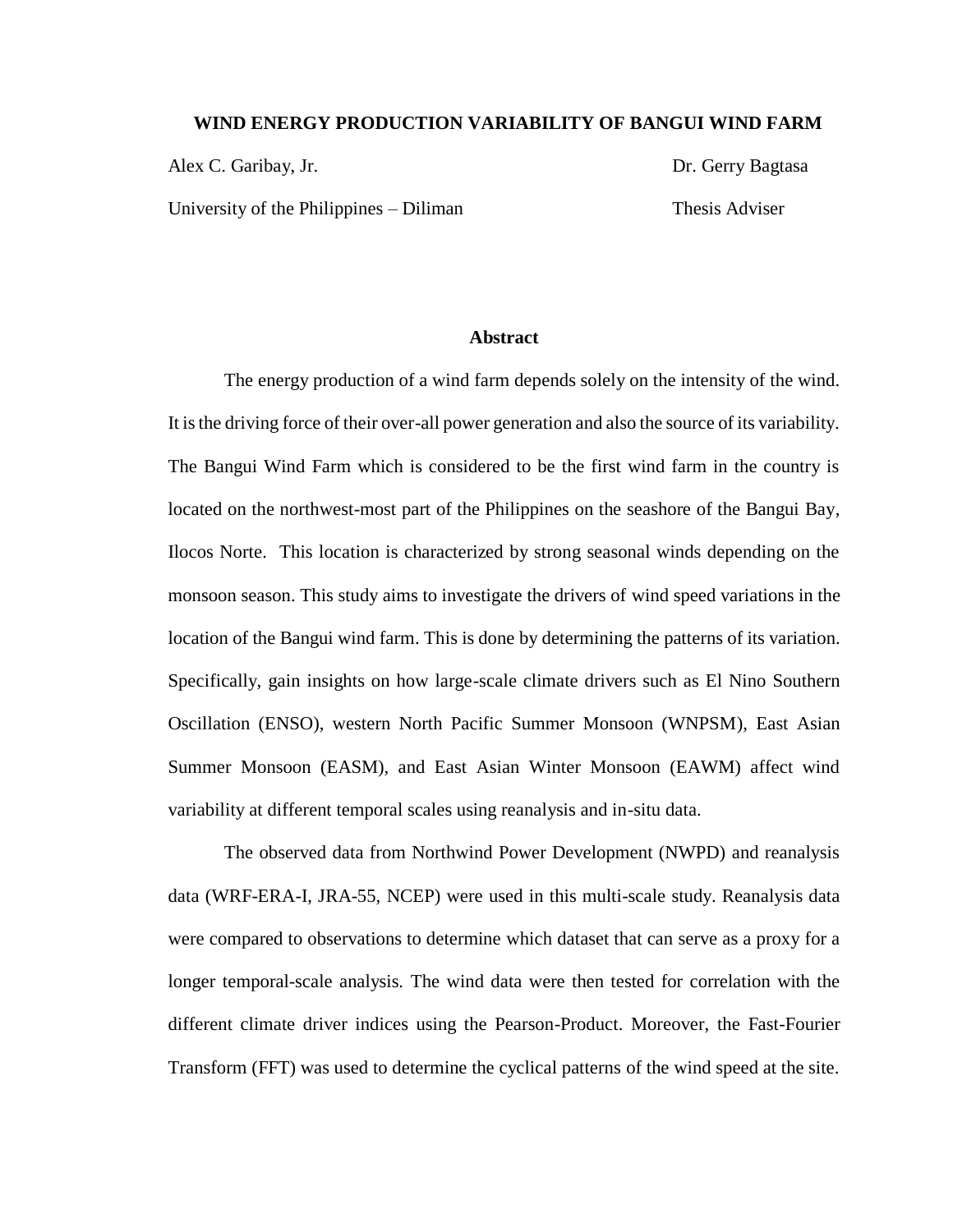**WIND ENERGY PRODUCTION VARIABILITY OF BANGUI WIND FARM**

Alex C. Garibay, Jr. — Dr. Gerry Bagtasa

University of the Philippines – Diliman — Thesis Adviser

## Abstract

The energy production of a wind farm depends solely on the intensity of the wind. It is the driving force of their over-all power generation and also the source of its variability. The Bangui Wind Farm which is considered to be the first wind farm in the country is located on the northwest-most part of the Philippines on the seashore of the Bangui Bay, Ilocos Norte. This location is characterized by strong seasonal winds depending on the monsoon season. This study aims to investigate the drivers of wind speed variations in the location of the Bangui wind farm. This is done by determining the patterns of its variation. Specifically, gain insights on how large-scale climate drivers such as El Nino Southern Oscillation (ENSO), western North Pacific Summer Monsoon (WNPSM), East Asian Summer Monsoon (EASM), and East Asian Winter Monsoon (EAWM) affect wind variability at different temporal scales using reanalysis and in-situ data.

The observed data from Northwind Power Development (NWPD) and reanalysis data (WRF-ERA-I, JRA-55, NCEP) were used in this multi-scale study. Reanalysis data were compared to observations to determine which dataset that can serve as a proxy for a longer temporal-scale analysis. The wind data were then tested for correlation with the different climate driver indices using the Pearson-Product. Moreover, the Fast-Fourier Transform (FFT) was used to determine the cyclical patterns of the wind speed at the site.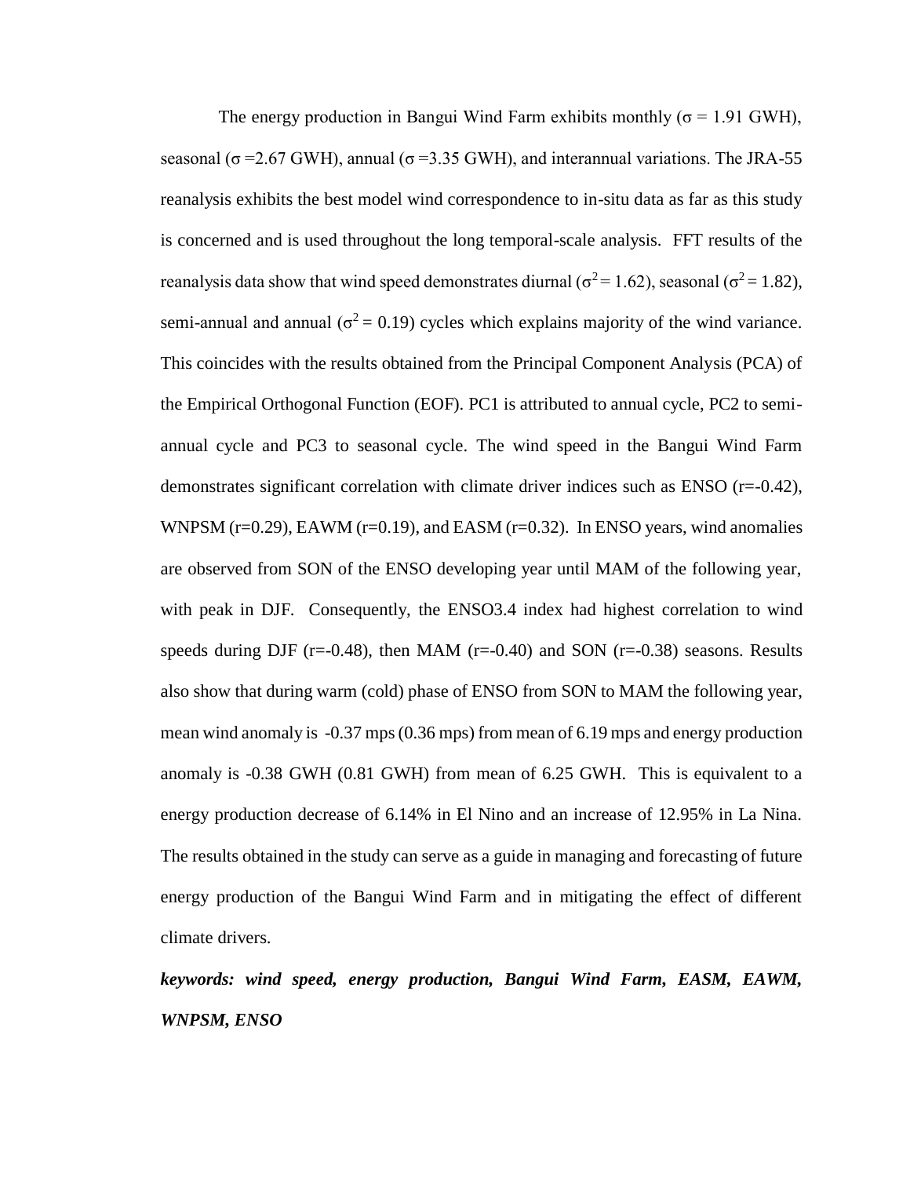The energy production in Bangui Wind Farm exhibits monthly ($\sigma = 1.91$ GWH), seasonal ($\sigma = 2.67$ GWH), annual ($\sigma = 3.35$ GWH), and interannual variations. The JRA-55 reanalysis exhibits the best model wind correspondence to in-situ data as far as this study is concerned and is used throughout the long temporal-scale analysis. FFT results of the reanalysis data show that wind speed demonstrates diurnal ($\sigma^2 = 1.62$), seasonal ($\sigma^2 = 1.82$), semi-annual and annual ($\sigma^2 = 0.19$) cycles which explains majority of the wind variance. This coincides with the results obtained from the Principal Component Analysis (PCA) of the Empirical Orthogonal Function (EOF). PC1 is attributed to annual cycle, PC2 to semi-annual cycle and PC3 to seasonal cycle. The wind speed in the Bangui Wind Farm demonstrates significant correlation with climate driver indices such as ENSO ($r=-0.42$), WNPSM ($r=0.29$), EAWM ($r=0.19$), and EASM ($r=0.32$). In ENSO years, wind anomalies are observed from SON of the ENSO developing year until MAM of the following year, with peak in DJF. Consequently, the ENSO3.4 index had highest correlation to wind speeds during DJF ($r=-0.48$), then MAM ($r=-0.40$) and SON ($r=-0.38$) seasons. Results also show that during warm (cold) phase of ENSO from SON to MAM the following year, mean wind anomaly is -0.37 mps (0.36 mps) from mean of 6.19 mps and energy production anomaly is -0.38 GWH (0.81 GWH) from mean of 6.25 GWH. This is equivalent to a energy production decrease of 6.14% in El Nino and an increase of 12.95% in La Nina. The results obtained in the study can serve as a guide in managing and forecasting of future energy production of the Bangui Wind Farm and in mitigating the effect of different climate drivers.

***keywords: wind speed, energy production, Bangui Wind Farm, EASM, EAWM, WNPSM, ENSO***